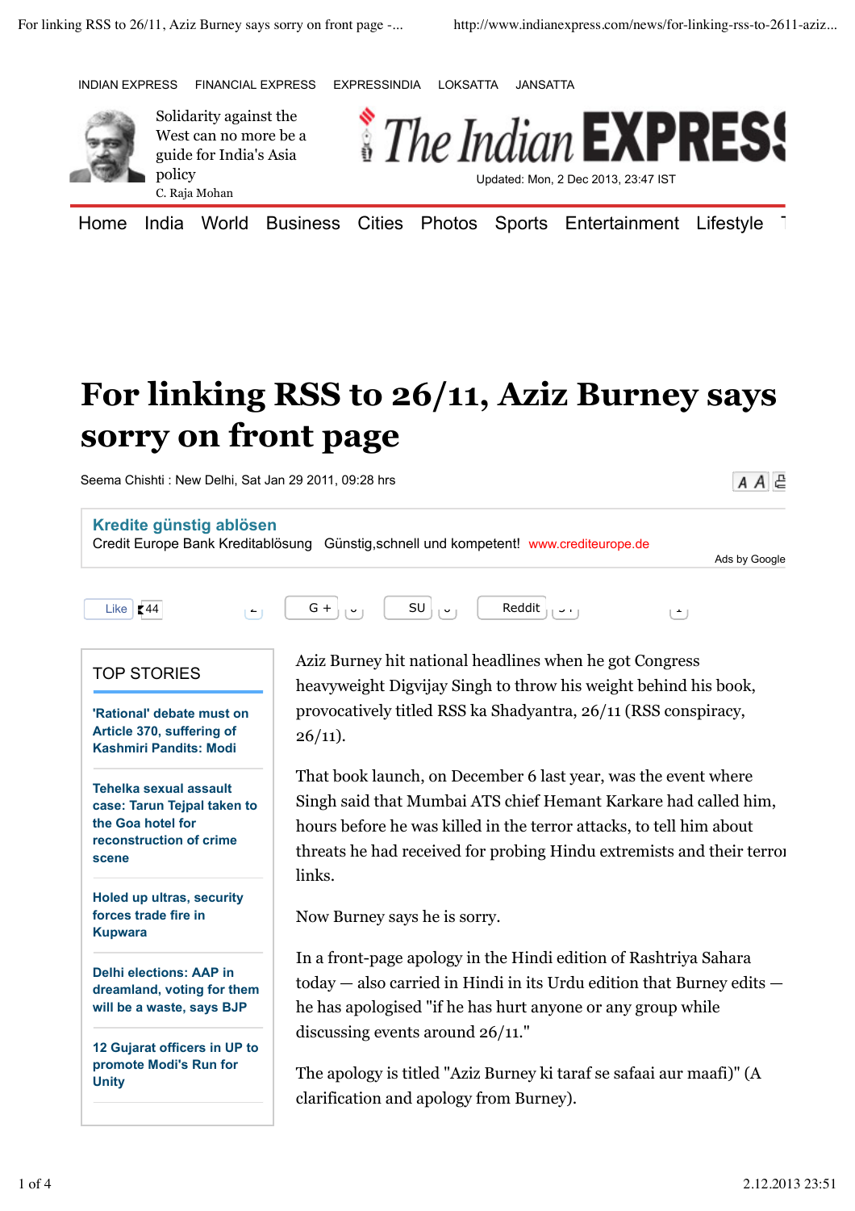INDIAN EXPRESS FINANCIAL EXPRESS EXPRESSINDIA LOKSATTA JANSATTA

Solidarity against the West can no more be a guide for India's Asia policy
C. Raja Mohan

The Indian EXPRESS

Updated: Mon, 2 Dec 2013, 23:47 IST

Home India World Business Cities Photos Sports Entertainment Lifestyle

# For linking RSS to 26/11, Aziz Burney says sorry on front page

Seema Chishti : New Delhi, Sat Jan 29 2011, 09:28 hrs

**Kredite günstig ablösen**
Credit Europe Bank Kreditablösung Günstig,schnell und kompetent! www.crediteurope.de

Ads by Google

Like 44 G + SU Reddit

## TOP STORIES

- 'Rational' debate must on Article 370, suffering of Kashmiri Pandits: Modi
- Tehelka sexual assault case: Tarun Tejpal taken to the Goa hotel for reconstruction of crime scene
- Holed up ultras, security forces trade fire in Kupwara
- Delhi elections: AAP in dreamland, voting for them will be a waste, says BJP
- 12 Gujarat officers in UP to promote Modi's Run for Unity

Aziz Burney hit national headlines when he got Congress heavyweight Digvijay Singh to throw his weight behind his book, provocatively titled RSS ka Shadyantra, 26/11 (RSS conspiracy, 26/11).

That book launch, on December 6 last year, was the event where Singh said that Mumbai ATS chief Hemant Karkare had called him, hours before he was killed in the terror attacks, to tell him about threats he had received for probing Hindu extremists and their terror links.

Now Burney says he is sorry.

In a front-page apology in the Hindi edition of Rashtriya Sahara today — also carried in Hindi in its Urdu edition that Burney edits — he has apologised "if he has hurt anyone or any group while discussing events around 26/11."

The apology is titled "Aziz Burney ki taraf se safaai aur maafi)" (A clarification and apology from Burney).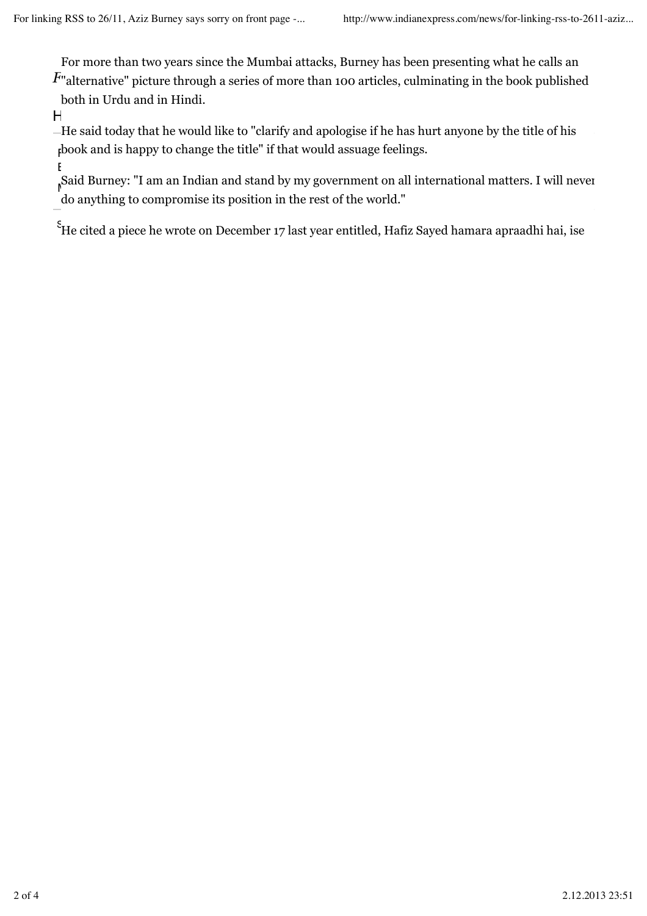For more than two years since the Mumbai attacks, Burney has been presenting what he calls an "alternative" picture through a series of more than 100 articles, culminating in the book published both in Urdu and in Hindi.

He said today that he would like to "clarify and apologise if he has hurt anyone by the title of his book and is happy to change the title" if that would assuage feelings.

Said Burney: "I am an Indian and stand by my government on all international matters. I will never do anything to compromise its position in the rest of the world."

He cited a piece he wrote on December 17 last year entitled, Hafiz Sayed hamara apraadhi hai, ise